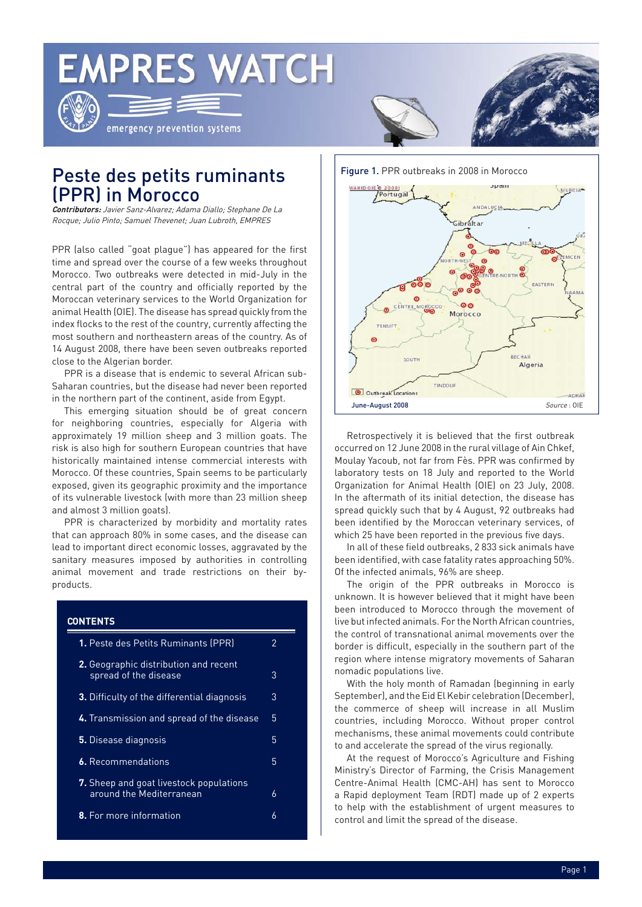# EMPRES WATCH

emergency prevention systems

## Peste des petits ruminants (PPR) in Morocco

***Contributors:*** *Javier Sanz-Alvarez; Adama Diallo; Stephane De La Rocque; Julio Pinto; Samuel Thevenet; Juan Lubroth, EMPRES*

PPR (also called "goat plague") has appeared for the first time and spread over the course of a few weeks throughout Morocco. Two outbreaks were detected in mid-July in the central part of the country and officially reported by the Moroccan veterinary services to the World Organization for animal Health (OIE). The disease has spread quickly from the index flocks to the rest of the country, currently affecting the most southern and northeastern areas of the country. As of 14 August 2008, there have been seven outbreaks reported close to the Algerian border.

PPR is a disease that is endemic to several African sub-Saharan countries, but the disease had never been reported in the northern part of the continent, aside from Egypt.

This emerging situation should be of great concern for neighboring countries, especially for Algeria with approximately 19 million sheep and 3 million goats. The risk is also high for southern European countries that have historically maintained intense commercial interests with Morocco. Of these countries, Spain seems to be particularly exposed, given its geographic proximity and the importance of its vulnerable livestock (with more than 23 million sheep and almost 3 million goats).

PPR is characterized by morbidity and mortality rates that can approach 80% in some cases, and the disease can lead to important direct economic losses, aggravated by the sanitary measures imposed by authorities in controlling animal movement and trade restrictions on their by-products.

**CONTENTS**

| | |
|---|---|
| **1.** Peste des Petits Ruminants (PPR) | 2 |
| **2.** Geographic distribution and recent spread of the disease | 3 |
| **3.** Difficulty of the differential diagnosis | 3 |
| **4.** Transmission and spread of the disease | 5 |
| **5.** Disease diagnosis | 5 |
| **6.** Recommendations | 5 |
| **7.** Sheep and goat livestock populations around the Mediterranean | 6 |
| **8.** For more information | 6 |

Figure 1. PPR outbreaks in 2008 in Morocco

June-August 2008 — Source : OIE

Retrospectively it is believed that the first outbreak occurred on 12 June 2008 in the rural village of Ain Chkef, Moulay Yacoub, not far from Fès. PPR was confirmed by laboratory tests on 18 July and reported to the World Organization for Animal Health (OIE) on 23 July, 2008. In the aftermath of its initial detection, the disease has spread quickly such that by 4 August, 92 outbreaks had been identified by the Moroccan veterinary services, of which 25 have been reported in the previous five days.

In all of these field outbreaks, 2 833 sick animals have been identified, with case fatality rates approaching 50%. Of the infected animals, 96% are sheep.

The origin of the PPR outbreaks in Morocco is unknown. It is however believed that it might have been introduced to Morocco through the movement of live but infected animals. For the North African countries, the control of transnational animal movements over the border is difficult, especially in the southern part of the region where intense migratory movements of Saharan nomadic populations live.

With the holy month of Ramadan (beginning in early September), and the Eid El Kebir celebration (December), the commerce of sheep will increase in all Muslim countries, including Morocco. Without proper control mechanisms, these animal movements could contribute to and accelerate the spread of the virus regionally.

At the request of Morocco's Agriculture and Fishing Ministry's Director of Farming, the Crisis Management Centre-Animal Health (CMC-AH) has sent to Morocco a Rapid deployment Team (RDT) made up of 2 experts to help with the establishment of urgent measures to control and limit the spread of the disease.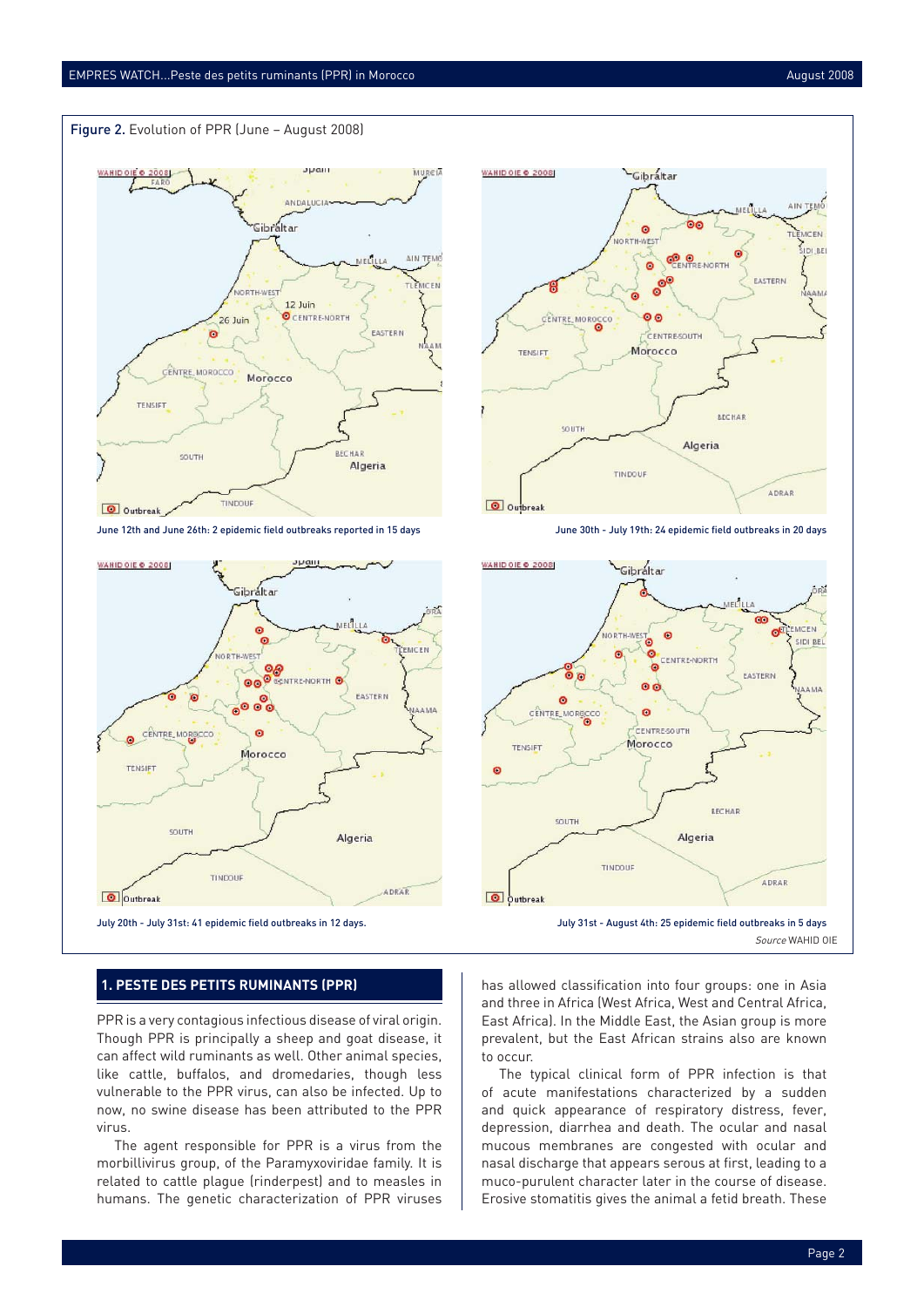**Figure 2.** Evolution of PPR (June – August 2008)

June 12th and June 26th: 2 epidemic field outbreaks reported in 15 days

June 30th - July 19th: 24 epidemic field outbreaks in 20 days

July 20th - July 31st: 41 epidemic field outbreaks in 12 days.

July 31st - August 4th: 25 epidemic field outbreaks in 5 days

*Source* WAHID OIE

## 1. PESTE DES PETITS RUMINANTS (PPR)

PPR is a very contagious infectious disease of viral origin. Though PPR is principally a sheep and goat disease, it can affect wild ruminants as well. Other animal species, like cattle, buffalos, and dromedaries, though less vulnerable to the PPR virus, can also be infected. Up to now, no swine disease has been attributed to the PPR virus.

The agent responsible for PPR is a virus from the morbillivirus group, of the Paramyxoviridae family. It is related to cattle plague (rinderpest) and to measles in humans. The genetic characterization of PPR viruses has allowed classification into four groups: one in Asia and three in Africa (West Africa, West and Central Africa, East Africa). In the Middle East, the Asian group is more prevalent, but the East African strains also are known to occur.

The typical clinical form of PPR infection is that of acute manifestations characterized by a sudden and quick appearance of respiratory distress, fever, depression, diarrhea and death. The ocular and nasal mucous membranes are congested with ocular and nasal discharge that appears serous at first, leading to a muco-purulent character later in the course of disease. Erosive stomatitis gives the animal a fetid breath. These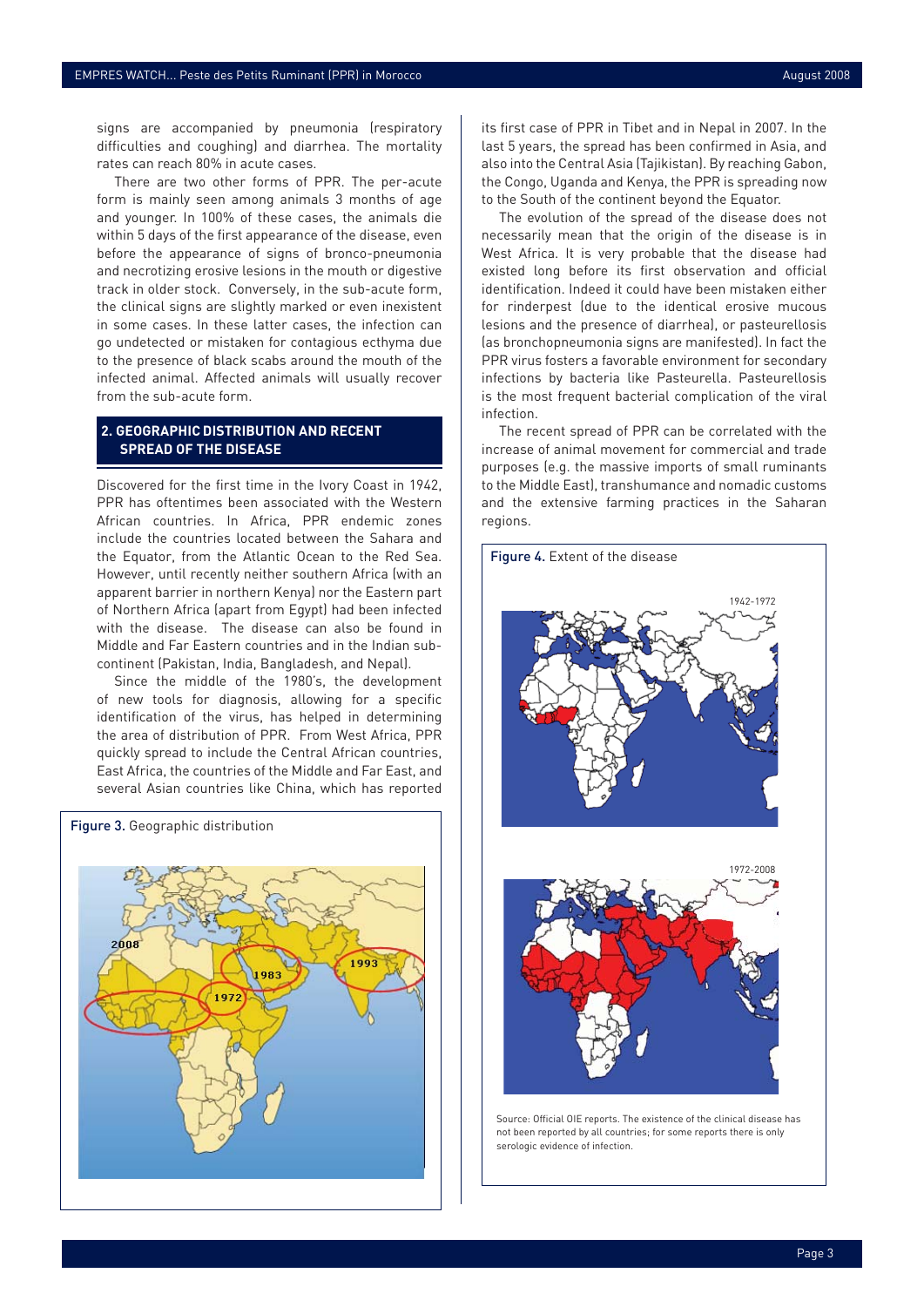signs are accompanied by pneumonia (respiratory difficulties and coughing) and diarrhea. The mortality rates can reach 80% in acute cases.

There are two other forms of PPR. The per-acute form is mainly seen among animals 3 months of age and younger. In 100% of these cases, the animals die within 5 days of the first appearance of the disease, even before the appearance of signs of bronco-pneumonia and necrotizing erosive lesions in the mouth or digestive track in older stock. Conversely, in the sub-acute form, the clinical signs are slightly marked or even inexistent in some cases. In these latter cases, the infection can go undetected or mistaken for contagious ecthyma due to the presence of black scabs around the mouth of the infected animal. Affected animals will usually recover from the sub-acute form.

## 2. GEOGRAPHIC DISTRIBUTION AND RECENT SPREAD OF THE DISEASE

Discovered for the first time in the Ivory Coast in 1942, PPR has oftentimes been associated with the Western African countries. In Africa, PPR endemic zones include the countries located between the Sahara and the Equator, from the Atlantic Ocean to the Red Sea. However, until recently neither southern Africa (with an apparent barrier in northern Kenya) nor the Eastern part of Northern Africa (apart from Egypt) had been infected with the disease. The disease can also be found in Middle and Far Eastern countries and in the Indian sub-continent (Pakistan, India, Bangladesh, and Nepal).

Since the middle of the 1980's, the development of new tools for diagnosis, allowing for a specific identification of the virus, has helped in determining the area of distribution of PPR. From West Africa, PPR quickly spread to include the Central African countries, East Africa, the countries of the Middle and Far East, and several Asian countries like China, which has reported its first case of PPR in Tibet and in Nepal in 2007. In the last 5 years, the spread has been confirmed in Asia, and also into the Central Asia (Tajikistan). By reaching Gabon, the Congo, Uganda and Kenya, the PPR is spreading now to the South of the continent beyond the Equator.

The evolution of the spread of the disease does not necessarily mean that the origin of the disease is in West Africa. It is very probable that the disease had existed long before its first observation and official identification. Indeed it could have been mistaken either for rinderpest (due to the identical erosive mucous lesions and the presence of diarrhea), or pasteurellosis (as bronchopneumonia signs are manifested). In fact the PPR virus fosters a favorable environment for secondary infections by bacteria like Pasteurella. Pasteurellosis is the most frequent bacterial complication of the viral infection.

The recent spread of PPR can be correlated with the increase of animal movement for commercial and trade purposes (e.g. the massive imports of small ruminants to the Middle East), transhumance and nomadic customs and the extensive farming practices in the Saharan regions.

**Figure 3.** Geographic distribution

**Figure 4.** Extent of the disease

1942-1972

1972-2008

Source: Official OIE reports. The existence of the clinical disease has not been reported by all countries; for some reports there is only serologic evidence of infection.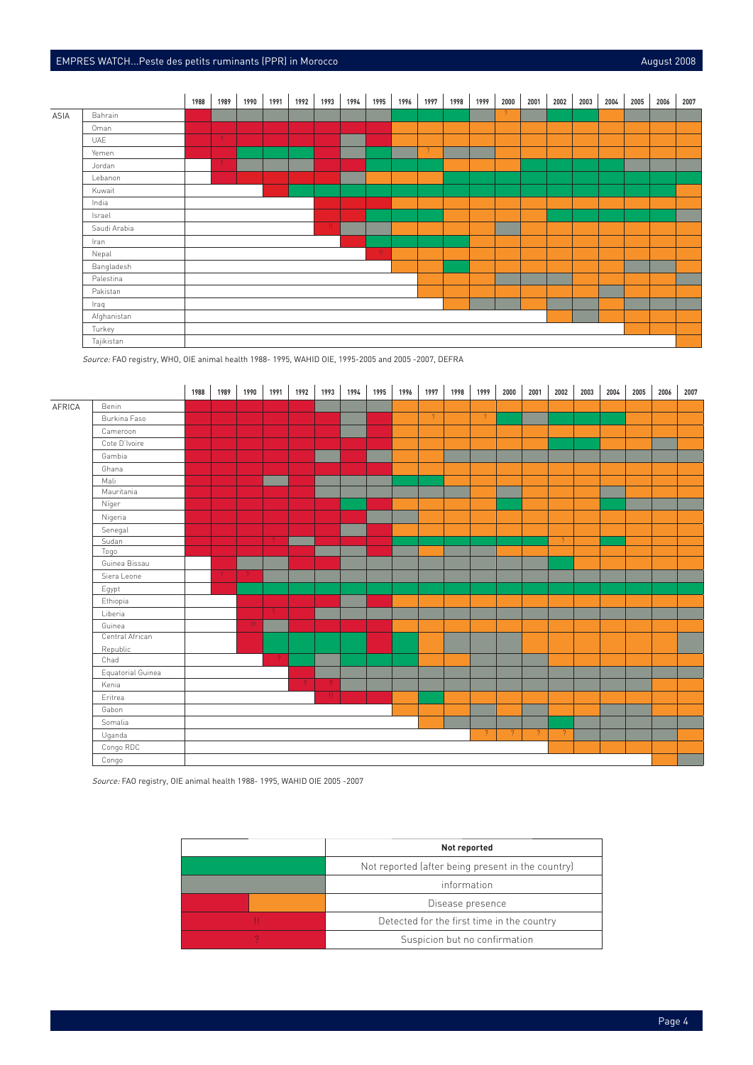| | | 1988 | 1989 | 1990 | 1991 | 1992 | 1993 | 1994 | 1995 | 1996 | 1997 | 1998 | 1999 | 2000 | 2001 | 2002 | 2003 | 2004 | 2005 | 2006 | 2007 |
|---|---|---|---|---|---|---|---|---|---|---|---|---|---|---|---|---|---|---|---|---|---|
| ASIA | Bahrain | | | | | | | | | | | | | ? | | | | | | | |
| | Oman | | | | | | | | | | | | | | | | | | | | |
| | UAE | | ? | | | | | | | | | | | | | | | | | | |
| | Yemen | | | | | | | | | | ? | | | | | | | | | | |
| | Jordan | | ? | | | | | | | | | | | | | | | | | | |
| | Lebanon | | | | | | | | | | | | | | | | | | | | |
| | Kuwait | | | | | | | | | | | | | | | | | | | | |
| | India | | | | | | | | | | | | | | | | | | | | |
| | Israel | | | | | | | | | | | | | | | | | | | | |
| | Saudi Arabia | | | | | | !! | | | | | | | | | | | | | | |
| | Iran | | | | | | | | | | | | | | | | | | | | |
| | Nepal | | | | | | | | !! | | | | | | | | | | | | |
| | Bangladesh | | | | | | | | | | | | | | | | | | | | |
| | Palestina | | | | | | | | | | | | | | | | | | | | |
| | Pakistan | | | | | | | | | | | | | | | | | | | | |
| | Iraq | | | | | | | | | | | | | | | | | | | | |
| | Afghanistan | | | | | | | | | | | | | | | | | | | | |
| | Turkey | | | | | | | | | | | | | | | | | | | | |
| | Tajikistan | | | | | | | | | | | | | | | | | | | | |

*Source:* FAO registry, WHO, OIE animal health 1988- 1995, WAHID OIE, 1995-2005 and 2005 -2007, DEFRA

| | | 1988 | 1989 | 1990 | 1991 | 1992 | 1993 | 1994 | 1995 | 1996 | 1997 | 1998 | 1999 | 2000 | 2001 | 2002 | 2003 | 2004 | 2005 | 2006 | 2007 |
|---|---|---|---|---|---|---|---|---|---|---|---|---|---|---|---|---|---|---|---|---|---|
| AFRICA | Benin | | | | | | | | | | | | | | | | | | | | |
| | Burkina Faso | | | | | | | | | | ? | | ? | | | | | | | | |
| | Cameroon | | | | | | | | | | | | | | | | | | | | |
| | Cote D'Ivoire | | | | | | | | | | | | | | | | | | | | |
| | Gambia | | | | | | | | | | | | | | | | | | | | |
| | Ghana | | | | | | | | | | | | | | | | | | | | |
| | Mali | | | | | | | | | | | | | | | | | | | | |
| | Mauritania | | | | | | | | | | | | | | | | | | | | |
| | Níger | | | | | | | | | | | | | | | | | | | | |
| | Nigeria | | | | | | | | | | | | | | | | | | | | |
| | Senegal | | | | | | | | | | | | | | | | | | | | |
| | Sudan | | | | ? | | | | | | | | | | | ? | | | | | |
| | Togo | | | | | | | | | | | | | | | | | | | | |
| | Guinea Bissau | | | | | | | | | | | | | | | | | | | | |
| | Siera Leone | | ? | ? | | | | | | | | | | | | | | | | | |
| | Egypt | | | | | | | | | | | | | | | | | | | | |
| | Ethiopia | | | | | | | | | | | | | | | | | | | | |
| | Liberia | | | | ? | | | | | | | | | | | | | | | | |
| | Guinea | | | !! | | | | | | | | | | | | | | | | | |
| | Central African Republic | | | | | | | | | | | | | | | | | | | | |
| | Chad | | | | ? | | | | | | | | | | | | | | | | |
| | Equatorial Guinea | | | | | | | | | | | | | | | | | | | | |
| | Kenia | | | | | ? | ? | | | | | | | | | | | | | | |
| | Eritrea | | | | | | !! | | | | | | | | | | | | | | |
| | Gabon | | | | | | | | | | | | | | | | | | | | |
| | Somalia | | | | | | | | | | | | | | | | | | | | |
| | Uganda | | | | | | | | | | | | ? | ? | ? | ? | | | | | |
| | Congo RDC | | | | | | | | | | | | | | | | | | | | |
| | Congo | | | | | | | | | | | | | | | | | | | | |

*Source:* FAO registry, OIE animal health 1988- 1995, WAHID OIE 2005 -2007

| | **Not reported** |
|---|---|
| | Not reported (after being present in the country) |
| | information |
| | Disease presence |
| !! | Detected for the first time in the country |
| ? | Suspicion but no confirmation |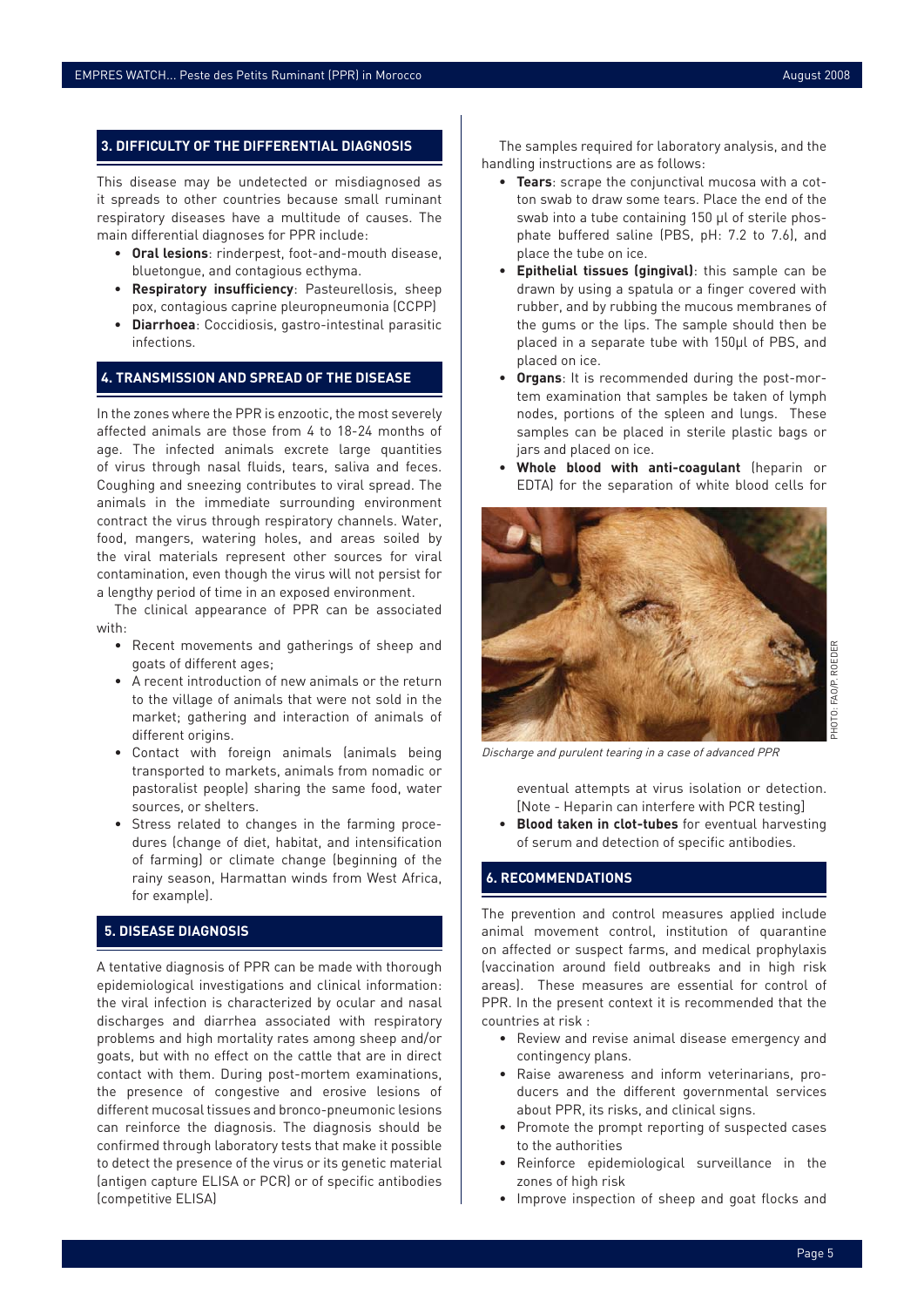## 3. DIFFICULTY OF THE DIFFERENTIAL DIAGNOSIS

This disease may be undetected or misdiagnosed as it spreads to other countries because small ruminant respiratory diseases have a multitude of causes. The main differential diagnoses for PPR include:

- **Oral lesions**: rinderpest, foot-and-mouth disease, bluetongue, and contagious ecthyma.
- **Respiratory insufficiency**: Pasteurellosis, sheep pox, contagious caprine pleuropneumonia (CCPP)
- **Diarrhoea**: Coccidiosis, gastro-intestinal parasitic infections.

## 4. TRANSMISSION AND SPREAD OF THE DISEASE

In the zones where the PPR is enzootic, the most severely affected animals are those from 4 to 18-24 months of age. The infected animals excrete large quantities of virus through nasal fluids, tears, saliva and feces. Coughing and sneezing contributes to viral spread. The animals in the immediate surrounding environment contract the virus through respiratory channels. Water, food, mangers, watering holes, and areas soiled by the viral materials represent other sources for viral contamination, even though the virus will not persist for a lengthy period of time in an exposed environment.

The clinical appearance of PPR can be associated with:

- Recent movements and gatherings of sheep and goats of different ages;
- A recent introduction of new animals or the return to the village of animals that were not sold in the market; gathering and interaction of animals of different origins.
- Contact with foreign animals (animals being transported to markets, animals from nomadic or pastoralist people) sharing the same food, water sources, or shelters.
- Stress related to changes in the farming procedures (change of diet, habitat, and intensification of farming) or climate change (beginning of the rainy season, Harmattan winds from West Africa, for example).

## 5. DISEASE DIAGNOSIS

A tentative diagnosis of PPR can be made with thorough epidemiological investigations and clinical information: the viral infection is characterized by ocular and nasal discharges and diarrhea associated with respiratory problems and high mortality rates among sheep and/or goats, but with no effect on the cattle that are in direct contact with them. During post-mortem examinations, the presence of congestive and erosive lesions of different mucosal tissues and bronco-pneumonic lesions can reinforce the diagnosis. The diagnosis should be confirmed through laboratory tests that make it possible to detect the presence of the virus or its genetic material (antigen capture ELISA or PCR) or of specific antibodies (competitive ELISA)

The samples required for laboratory analysis, and the handling instructions are as follows:

- **Tears**: scrape the conjunctival mucosa with a cotton swab to draw some tears. Place the end of the swab into a tube containing 150 µl of sterile phosphate buffered saline (PBS, pH: 7.2 to 7.6), and place the tube on ice.
- **Epithelial tissues (gingival)**: this sample can be drawn by using a spatula or a finger covered with rubber, and by rubbing the mucous membranes of the gums or the lips. The sample should then be placed in a separate tube with 150µl of PBS, and placed on ice.
- **Organs**: It is recommended during the post-mortem examination that samples be taken of lymph nodes, portions of the spleen and lungs. These samples can be placed in sterile plastic bags or jars and placed on ice.
- **Whole blood with anti-coagulant** (heparin or EDTA) for the separation of white blood cells for eventual attempts at virus isolation or detection. [Note - Heparin can interfere with PCR testing]
- **Blood taken in clot-tubes** for eventual harvesting of serum and detection of specific antibodies.

*Discharge and purulent tearing in a case of advanced PPR*

PHOTO: FAO/P. ROEDER

## 6. RECOMMENDATIONS

The prevention and control measures applied include animal movement control, institution of quarantine on affected or suspect farms, and medical prophylaxis (vaccination around field outbreaks and in high risk areas). These measures are essential for control of PPR. In the present context it is recommended that the countries at risk :

- Review and revise animal disease emergency and contingency plans.
- Raise awareness and inform veterinarians, producers and the different governmental services about PPR, its risks, and clinical signs.
- Promote the prompt reporting of suspected cases to the authorities
- Reinforce epidemiological surveillance in the zones of high risk
- Improve inspection of sheep and goat flocks and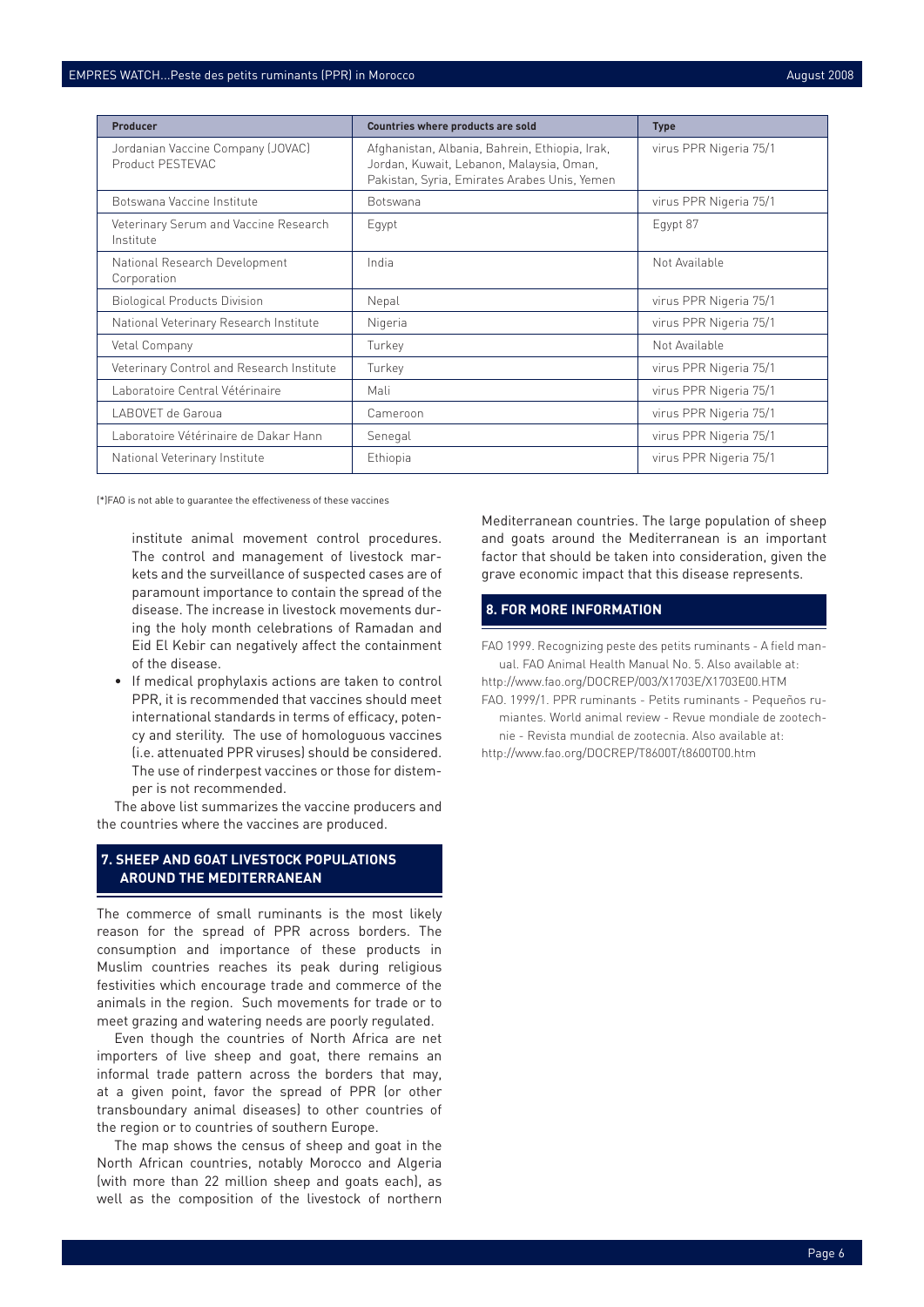| Producer | Countries where products are sold | Type |
|---|---|---|
| Jordanian Vaccine Company (JOVAC) Product PESTEVAC | Afghanistan, Albania, Bahrein, Ethiopia, Irak, Jordan, Kuwait, Lebanon, Malaysia, Oman, Pakistan, Syria, Emirates Arabes Unis, Yemen | virus PPR Nigeria 75/1 |
| Botswana Vaccine Institute | Botswana | virus PPR Nigeria 75/1 |
| Veterinary Serum and Vaccine Research Institute | Egypt | Egypt 87 |
| National Research Development Corporation | India | Not Available |
| Biological Products Division | Nepal | virus PPR Nigeria 75/1 |
| National Veterinary Research Institute | Nigeria | virus PPR Nigeria 75/1 |
| Vetal Company | Turkey | Not Available |
| Veterinary Control and Research Institute | Turkey | virus PPR Nigeria 75/1 |
| Laboratoire Central Vétérinaire | Mali | virus PPR Nigeria 75/1 |
| LABOVET de Garoua | Cameroon | virus PPR Nigeria 75/1 |
| Laboratoire Vétérinaire de Dakar Hann | Senegal | virus PPR Nigeria 75/1 |
| National Veterinary Institute | Ethiopia | virus PPR Nigeria 75/1 |

(*)FAO is not able to guarantee the effectiveness of these vaccines

institute animal movement control procedures. The control and management of livestock markets and the surveillance of suspected cases are of paramount importance to contain the spread of the disease. The increase in livestock movements during the holy month celebrations of Ramadan and Eid El Kebir can negatively affect the containment of the disease.

- If medical prophylaxis actions are taken to control PPR, it is recommended that vaccines should meet international standards in terms of efficacy, potency and sterility. The use of homologuous vaccines (i.e. attenuated PPR viruses) should be considered. The use of rinderpest vaccines or those for distemper is not recommended.

The above list summarizes the vaccine producers and the countries where the vaccines are produced.

## 7. SHEEP AND GOAT LIVESTOCK POPULATIONS AROUND THE MEDITERRANEAN

The commerce of small ruminants is the most likely reason for the spread of PPR across borders. The consumption and importance of these products in Muslim countries reaches its peak during religious festivities which encourage trade and commerce of the animals in the region. Such movements for trade or to meet grazing and watering needs are poorly regulated.

Even though the countries of North Africa are net importers of live sheep and goat, there remains an informal trade pattern across the borders that may, at a given point, favor the spread of PPR (or other transboundary animal diseases) to other countries of the region or to countries of southern Europe.

The map shows the census of sheep and goat in the North African countries, notably Morocco and Algeria (with more than 22 million sheep and goats each), as well as the composition of the livestock of northern Mediterranean countries. The large population of sheep and goats around the Mediterranean is an important factor that should be taken into consideration, given the grave economic impact that this disease represents.

## 8. FOR MORE INFORMATION

FAO 1999. Recognizing peste des petits ruminants - A field manual. FAO Animal Health Manual No. 5. Also available at:
http://www.fao.org/DOCREP/003/X1703E/X1703E00.HTM

FAO. 1999/1. PPR ruminants - Petits ruminants - Pequeños rumiantes. World animal review - Revue mondiale de zootechnie - Revista mundial de zootecnia. Also available at:
http://www.fao.org/DOCREP/T8600T/t8600T00.htm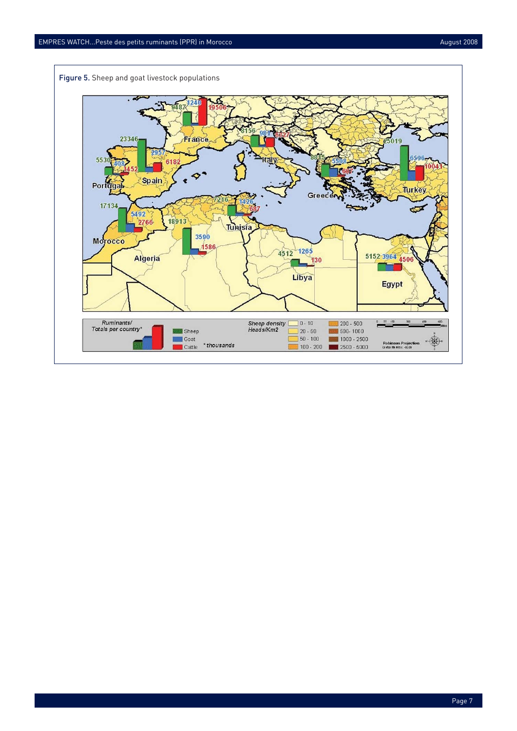**Figure 5.** Sheep and goat livestock populations

France
9487
1240
19506

Italy
8156
981
6327

Spain
23346
2957
6182

Portugal
5530
408
1452

Greece
8815
5508
607

Turkey
25019
6596
10041

Morocco
17134
5492
2766

Algeria
18913
3590
1586

Tunisia
7216
1426
687

Libya
4512
1265
130

Egypt
5152
3964
4506

Ruminants/
Totals per country*

Sheep
Goat
Cattle
*thousands

Sheep density
Heads/Km2

0 - 10
20 - 50
50 - 100
100 - 200
200 - 500
500- 1000
1000 - 2500
2500 - 5000

Robinson Projection